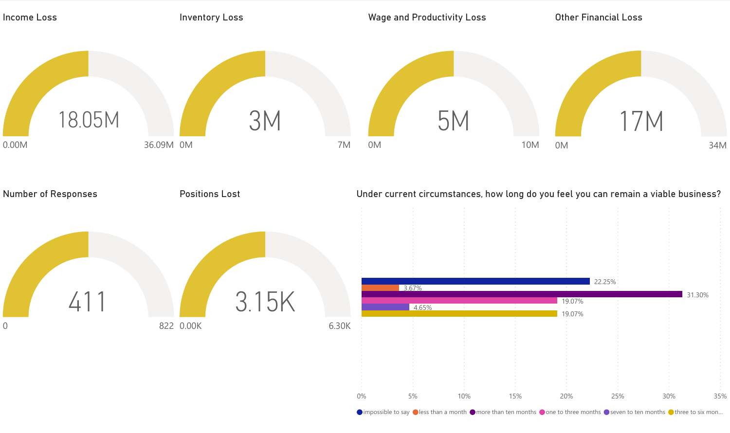## Income Loss

18.05M

0.00M — 36.09M

## Inventory Loss

3M

0M — 7M

## Wage and Productivity Loss

5M

0M — 10M

## Other Financial Loss

17M

0M — 34M

## Number of Responses

411

0 — 822

## Positions Lost

3.15K

0.00K — 6.30K

## Under current circumstances, how long do you feel you can remain a viable business?

| Response | Percentage |
| --- | --- |
| impossible to say | 22.25% |
| less than a month | 3.67% |
| more than ten months | 31.30% |
| one to three months | 19.07% |
| seven to ten months | 4.65% |
| three to six mon... | 19.07% |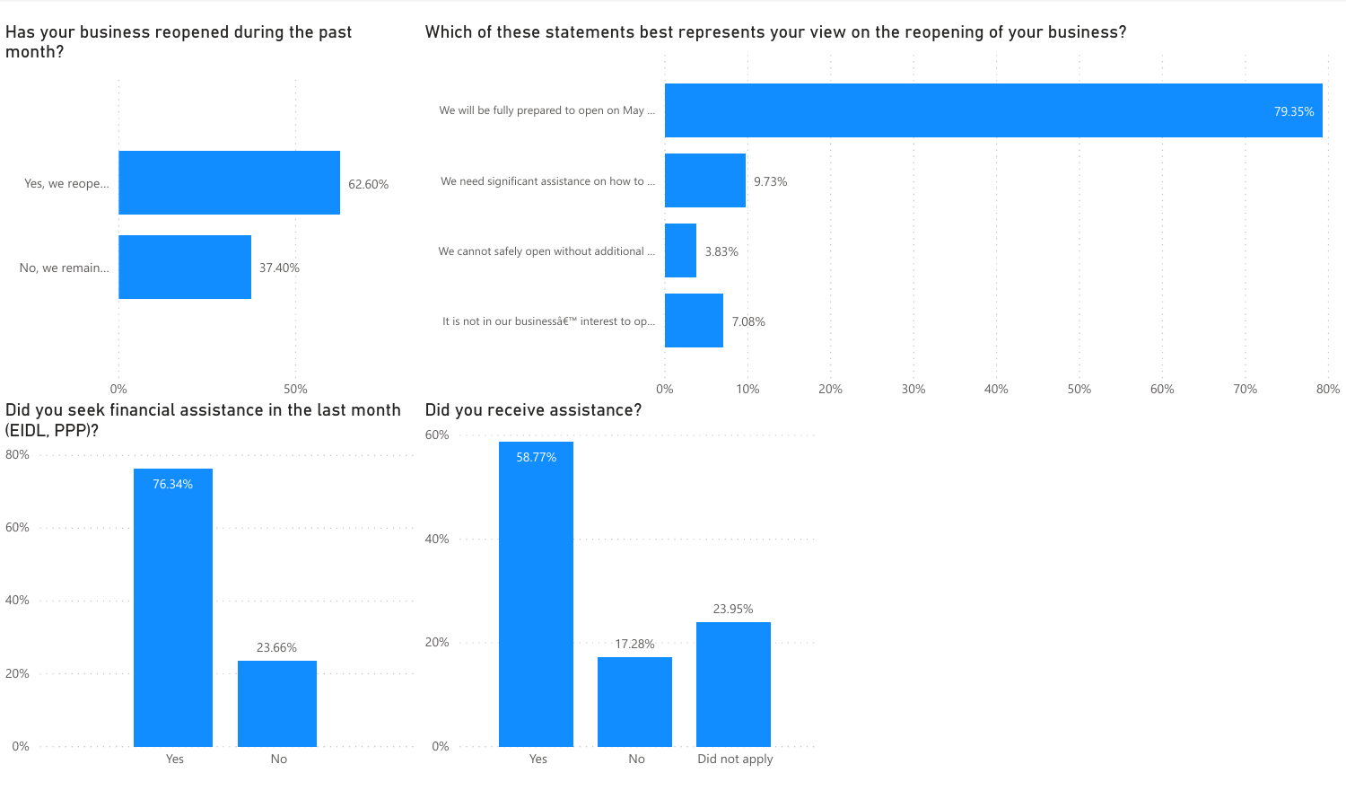Has your business reopened during the past month?

Yes, we reope...
62.60%
No, we remain...
37.40%
0%
50%

Which of these statements best represents your view on the reopening of your business?

We will be fully prepared to open on May ...
79.35%
We need significant assistance on how to ...
9.73%
We cannot safely open without additional ...
3.83%
It is not in our businessâ€™ interest to op...
7.08%
0%
10%
20%
30%
40%
50%
60%
70%
80%

Did you seek financial assistance in the last month (EIDL, PPP)?

80%
60%
40%
20%
0%
76.34%
23.66%
Yes
No

Did you receive assistance?

60%
40%
20%
0%
58.77%
17.28%
23.95%
Yes
No
Did not apply